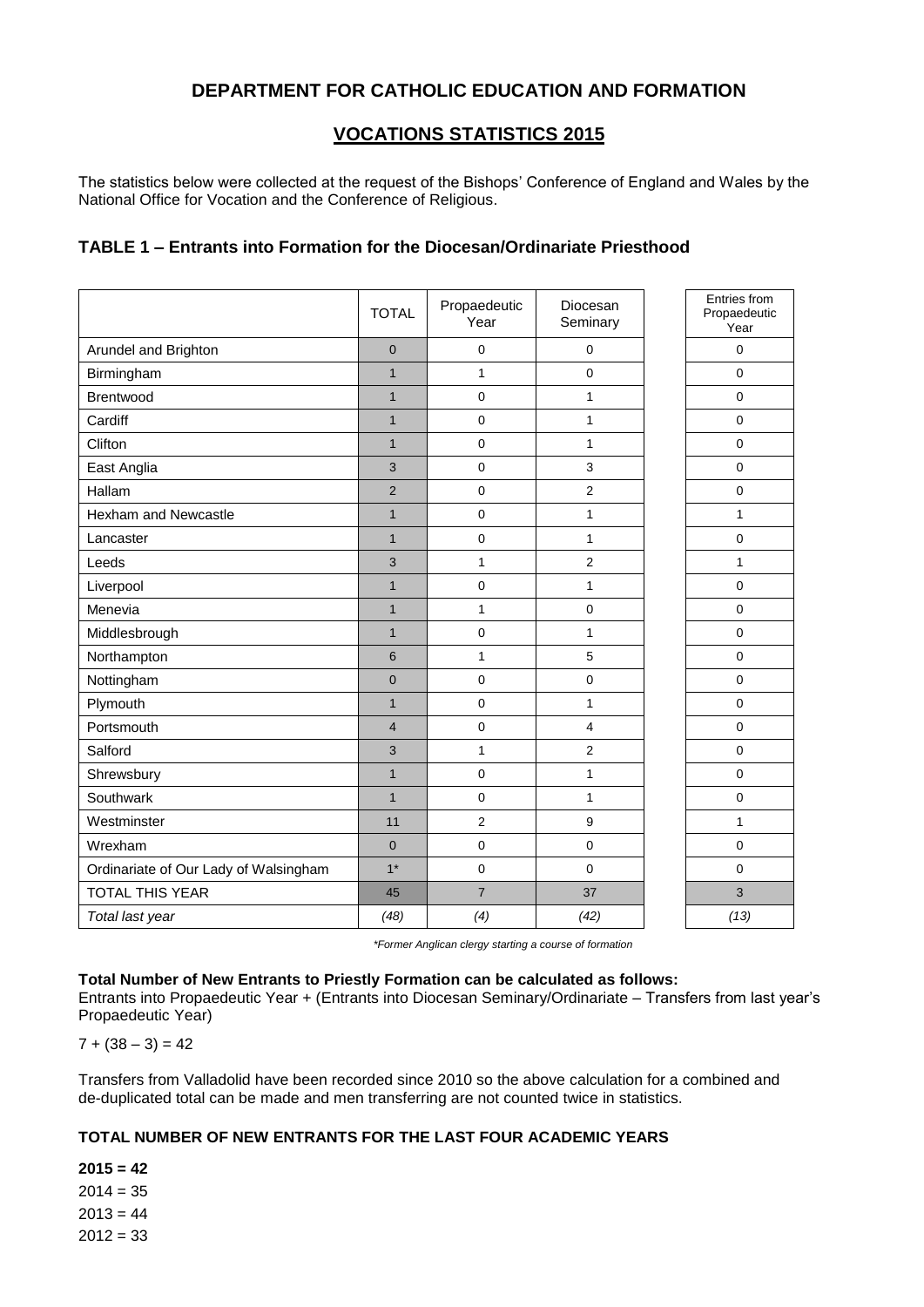## DEPARTMENT FOR CATHOLIC EDUCATION AND FORMATION

## VOCATIONS STATISTICS 2015

The statistics below were collected at the request of the Bishops' Conference of England and Wales by the National Office for Vocation and the Conference of Religious.

### TABLE 1 – Entrants into Formation for the Diocesan/Ordinariate Priesthood

| | TOTAL | Propaedeutic Year | Diocesan Seminary | Entries from Propaedeutic Year |
|---|---|---|---|---|
| Arundel and Brighton | 0 | 0 | 0 | 0 |
| Birmingham | 1 | 1 | 0 | 0 |
| Brentwood | 1 | 0 | 1 | 0 |
| Cardiff | 1 | 0 | 1 | 0 |
| Clifton | 1 | 0 | 1 | 0 |
| East Anglia | 3 | 0 | 3 | 0 |
| Hallam | 2 | 0 | 2 | 0 |
| Hexham and Newcastle | 1 | 0 | 1 | 1 |
| Lancaster | 1 | 0 | 1 | 0 |
| Leeds | 3 | 1 | 2 | 1 |
| Liverpool | 1 | 0 | 1 | 0 |
| Menevia | 1 | 1 | 0 | 0 |
| Middlesbrough | 1 | 0 | 1 | 0 |
| Northampton | 6 | 1 | 5 | 0 |
| Nottingham | 0 | 0 | 0 | 0 |
| Plymouth | 1 | 0 | 1 | 0 |
| Portsmouth | 4 | 0 | 4 | 0 |
| Salford | 3 | 1 | 2 | 0 |
| Shrewsbury | 1 | 0 | 1 | 0 |
| Southwark | 1 | 0 | 1 | 0 |
| Westminster | 11 | 2 | 9 | 1 |
| Wrexham | 0 | 0 | 0 | 0 |
| Ordinariate of Our Lady of Walsingham | 1* | 0 | 0 | 0 |
| TOTAL THIS YEAR | 45 | 7 | 37 | 3 |
| *Total last year* | *(48)* | *(4)* | *(42)* | *(13)* |

*\*Former Anglican clergy starting a course of formation*

**Total Number of New Entrants to Priestly Formation can be calculated as follows:**
Entrants into Propaedeutic Year + (Entrants into Diocesan Seminary/Ordinariate – Transfers from last year's Propaedeutic Year)

$7 + (38 – 3) = 42$

Transfers from Valladolid have been recorded since 2010 so the above calculation for a combined and de-duplicated total can be made and men transferring are not counted twice in statistics.

#### TOTAL NUMBER OF NEW ENTRANTS FOR THE LAST FOUR ACADEMIC YEARS

**2015 = 42**
2014 = 35
2013 = 44
2012 = 33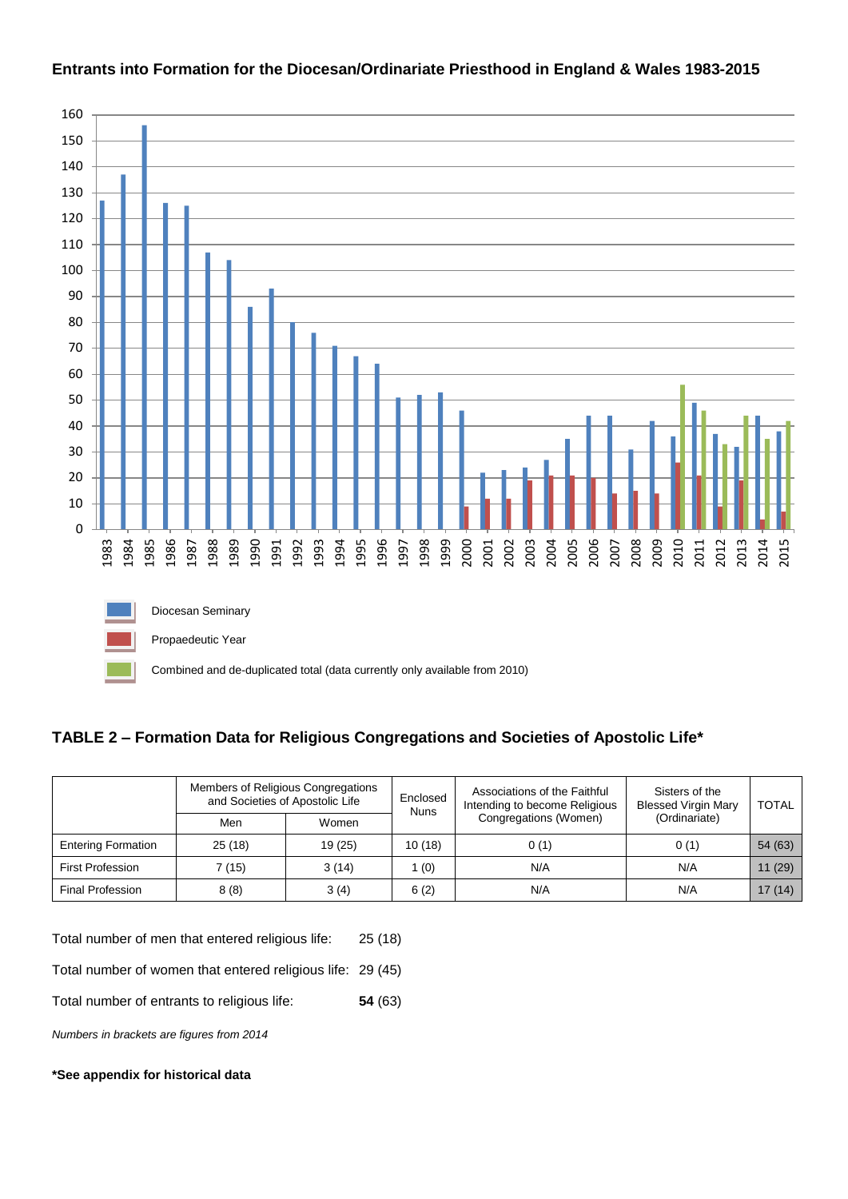**Entrants into Formation for the Diocesan/Ordinariate Priesthood in England & Wales 1983-2015**

Diocesan Seminary

Propaedeutic Year

Combined and de-duplicated total (data currently only available from 2010)

## TABLE 2 – Formation Data for Religious Congregations and Societies of Apostolic Life*

| | Members of Religious Congregations and Societies of Apostolic Life | | Enclosed Nuns | Associations of the Faithful Intending to become Religious Congregations (Women) | Sisters of the Blessed Virgin Mary (Ordinariate) | TOTAL |
|---|---|---|---|---|---|---|
| | Men | Women | | | | |
| Entering Formation | 25 (18) | 19 (25) | 10 (18) | 0 (1) | 0 (1) | 54 (63) |
| First Profession | 7 (15) | 3 (14) | 1 (0) | N/A | N/A | 11 (29) |
| Final Profession | 8 (8) | 3 (4) | 6 (2) | N/A | N/A | 17 (14) |

Total number of men that entered religious life: 25 (18)

Total number of women that entered religious life: 29 (45)

Total number of entrants to religious life: **54** (63)

*Numbers in brackets are figures from 2014*

**\*See appendix for historical data**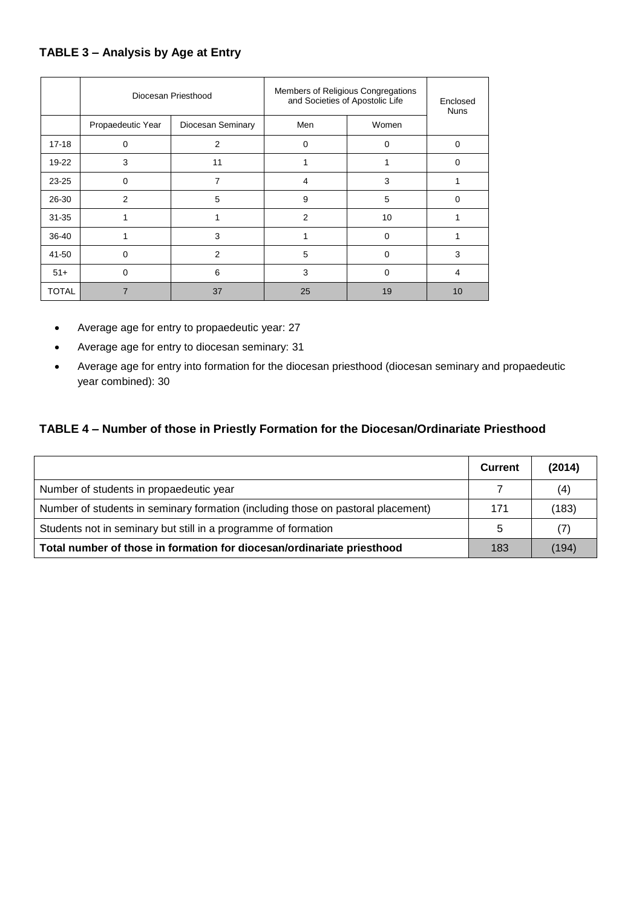### TABLE 3 – Analysis by Age at Entry

| | Diocesan Priesthood | | Members of Religious Congregations and Societies of Apostolic Life | | Enclosed Nuns |
|---|---|---|---|---|---|
| | Propaedeutic Year | Diocesan Seminary | Men | Women | |
| 17-18 | 0 | 2 | 0 | 0 | 0 |
| 19-22 | 3 | 11 | 1 | 1 | 0 |
| 23-25 | 0 | 7 | 4 | 3 | 1 |
| 26-30 | 2 | 5 | 9 | 5 | 0 |
| 31-35 | 1 | 1 | 2 | 10 | 1 |
| 36-40 | 1 | 3 | 1 | 0 | 1 |
| 41-50 | 0 | 2 | 5 | 0 | 3 |
| 51+ | 0 | 6 | 3 | 0 | 4 |
| TOTAL | 7 | 37 | 25 | 19 | 10 |

- Average age for entry to propaedeutic year: 27
- Average age for entry to diocesan seminary: 31
- Average age for entry into formation for the diocesan priesthood (diocesan seminary and propaedeutic year combined): 30

### TABLE 4 – Number of those in Priestly Formation for the Diocesan/Ordinariate Priesthood

| | **Current** | **(2014)** |
|---|---|---|
| Number of students in propaedeutic year | 7 | (4) |
| Number of students in seminary formation (including those on pastoral placement) | 171 | (183) |
| Students not in seminary but still in a programme of formation | 5 | (7) |
| **Total number of those in formation for diocesan/ordinariate priesthood** | 183 | (194) |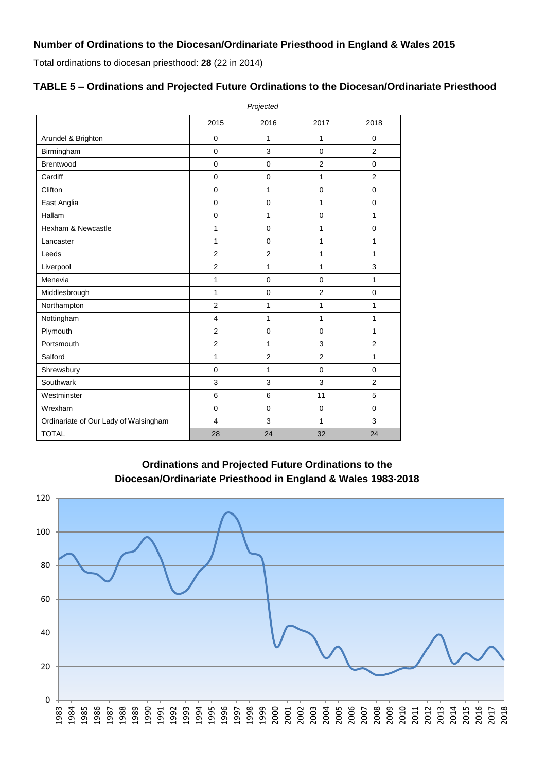### Number of Ordinations to the Diocesan/Ordinariate Priesthood in England & Wales 2015

Total ordinations to diocesan priesthood: **28** (22 in 2014)

### TABLE 5 – Ordinations and Projected Future Ordinations to the Diocesan/Ordinariate Priesthood

| | 2015 | *Projected* 2016 | *Projected* 2017 | *Projected* 2018 |
|---|---|---|---|---|
| Arundel & Brighton | 0 | 1 | 1 | 0 |
| Birmingham | 0 | 3 | 0 | 2 |
| Brentwood | 0 | 0 | 2 | 0 |
| Cardiff | 0 | 0 | 1 | 2 |
| Clifton | 0 | 1 | 0 | 0 |
| East Anglia | 0 | 0 | 1 | 0 |
| Hallam | 0 | 1 | 0 | 1 |
| Hexham & Newcastle | 1 | 0 | 1 | 0 |
| Lancaster | 1 | 0 | 1 | 1 |
| Leeds | 2 | 2 | 1 | 1 |
| Liverpool | 2 | 1 | 1 | 3 |
| Menevia | 1 | 0 | 0 | 1 |
| Middlesbrough | 1 | 0 | 2 | 0 |
| Northampton | 2 | 1 | 1 | 1 |
| Nottingham | 4 | 1 | 1 | 1 |
| Plymouth | 2 | 0 | 0 | 1 |
| Portsmouth | 2 | 1 | 3 | 2 |
| Salford | 1 | 2 | 2 | 1 |
| Shrewsbury | 0 | 1 | 0 | 0 |
| Southwark | 3 | 3 | 3 | 2 |
| Westminster | 6 | 6 | 11 | 5 |
| Wrexham | 0 | 0 | 0 | 0 |
| Ordinariate of Our Lady of Walsingham | 4 | 3 | 1 | 3 |
| TOTAL | 28 | 24 | 32 | 24 |

**Ordinations and Projected Future Ordinations to the Diocesan/Ordinariate Priesthood in England & Wales 1983-2018**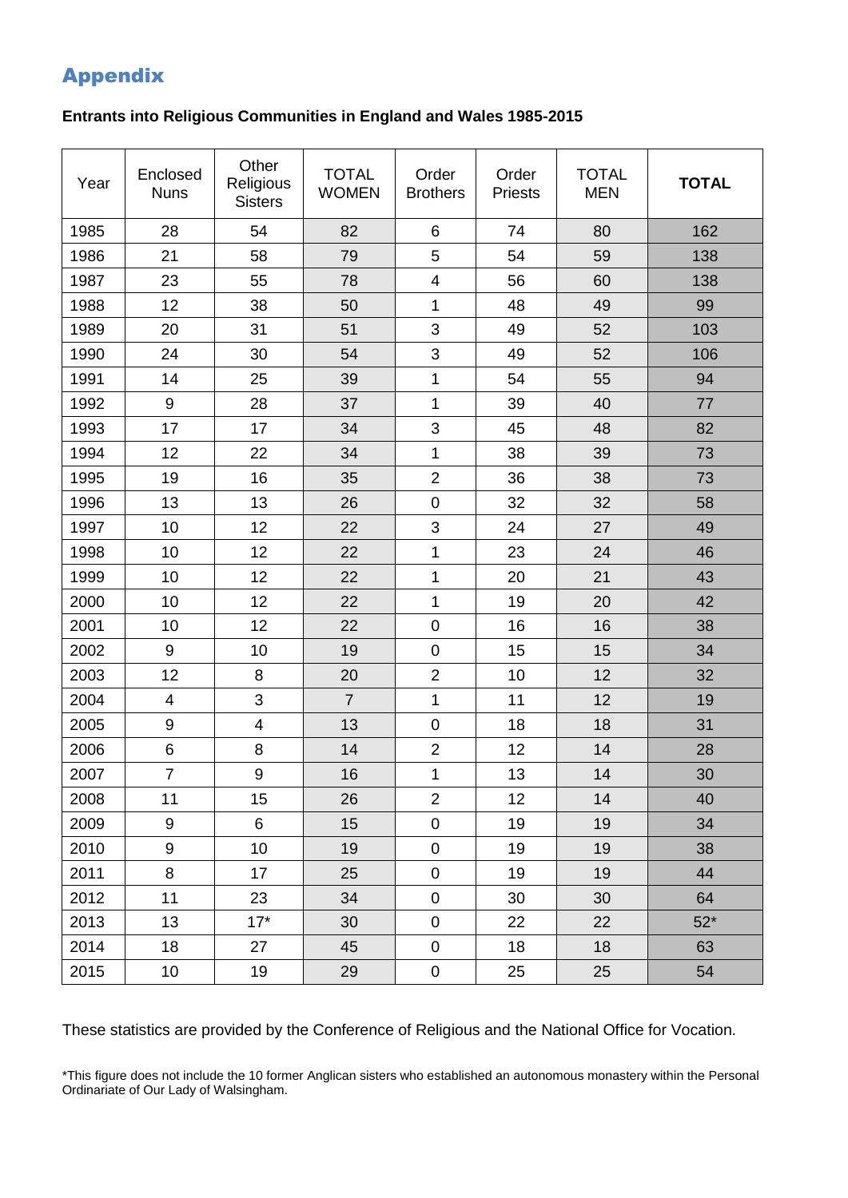## Appendix

**Entrants into Religious Communities in England and Wales 1985-2015**

| Year | Enclosed Nuns | Other Religious Sisters | TOTAL WOMEN | Order Brothers | Order Priests | TOTAL MEN | **TOTAL** |
|---|---|---|---|---|---|---|---|
| 1985 | 28 | 54 | 82 | 6 | 74 | 80 | 162 |
| 1986 | 21 | 58 | 79 | 5 | 54 | 59 | 138 |
| 1987 | 23 | 55 | 78 | 4 | 56 | 60 | 138 |
| 1988 | 12 | 38 | 50 | 1 | 48 | 49 | 99 |
| 1989 | 20 | 31 | 51 | 3 | 49 | 52 | 103 |
| 1990 | 24 | 30 | 54 | 3 | 49 | 52 | 106 |
| 1991 | 14 | 25 | 39 | 1 | 54 | 55 | 94 |
| 1992 | 9 | 28 | 37 | 1 | 39 | 40 | 77 |
| 1993 | 17 | 17 | 34 | 3 | 45 | 48 | 82 |
| 1994 | 12 | 22 | 34 | 1 | 38 | 39 | 73 |
| 1995 | 19 | 16 | 35 | 2 | 36 | 38 | 73 |
| 1996 | 13 | 13 | 26 | 0 | 32 | 32 | 58 |
| 1997 | 10 | 12 | 22 | 3 | 24 | 27 | 49 |
| 1998 | 10 | 12 | 22 | 1 | 23 | 24 | 46 |
| 1999 | 10 | 12 | 22 | 1 | 20 | 21 | 43 |
| 2000 | 10 | 12 | 22 | 1 | 19 | 20 | 42 |
| 2001 | 10 | 12 | 22 | 0 | 16 | 16 | 38 |
| 2002 | 9 | 10 | 19 | 0 | 15 | 15 | 34 |
| 2003 | 12 | 8 | 20 | 2 | 10 | 12 | 32 |
| 2004 | 4 | 3 | 7 | 1 | 11 | 12 | 19 |
| 2005 | 9 | 4 | 13 | 0 | 18 | 18 | 31 |
| 2006 | 6 | 8 | 14 | 2 | 12 | 14 | 28 |
| 2007 | 7 | 9 | 16 | 1 | 13 | 14 | 30 |
| 2008 | 11 | 15 | 26 | 2 | 12 | 14 | 40 |
| 2009 | 9 | 6 | 15 | 0 | 19 | 19 | 34 |
| 2010 | 9 | 10 | 19 | 0 | 19 | 19 | 38 |
| 2011 | 8 | 17 | 25 | 0 | 19 | 19 | 44 |
| 2012 | 11 | 23 | 34 | 0 | 30 | 30 | 64 |
| 2013 | 13 | 17* | 30 | 0 | 22 | 22 | 52* |
| 2014 | 18 | 27 | 45 | 0 | 18 | 18 | 63 |
| 2015 | 10 | 19 | 29 | 0 | 25 | 25 | 54 |

These statistics are provided by the Conference of Religious and the National Office for Vocation.

*This figure does not include the 10 former Anglican sisters who established an autonomous monastery within the Personal Ordinariate of Our Lady of Walsingham.